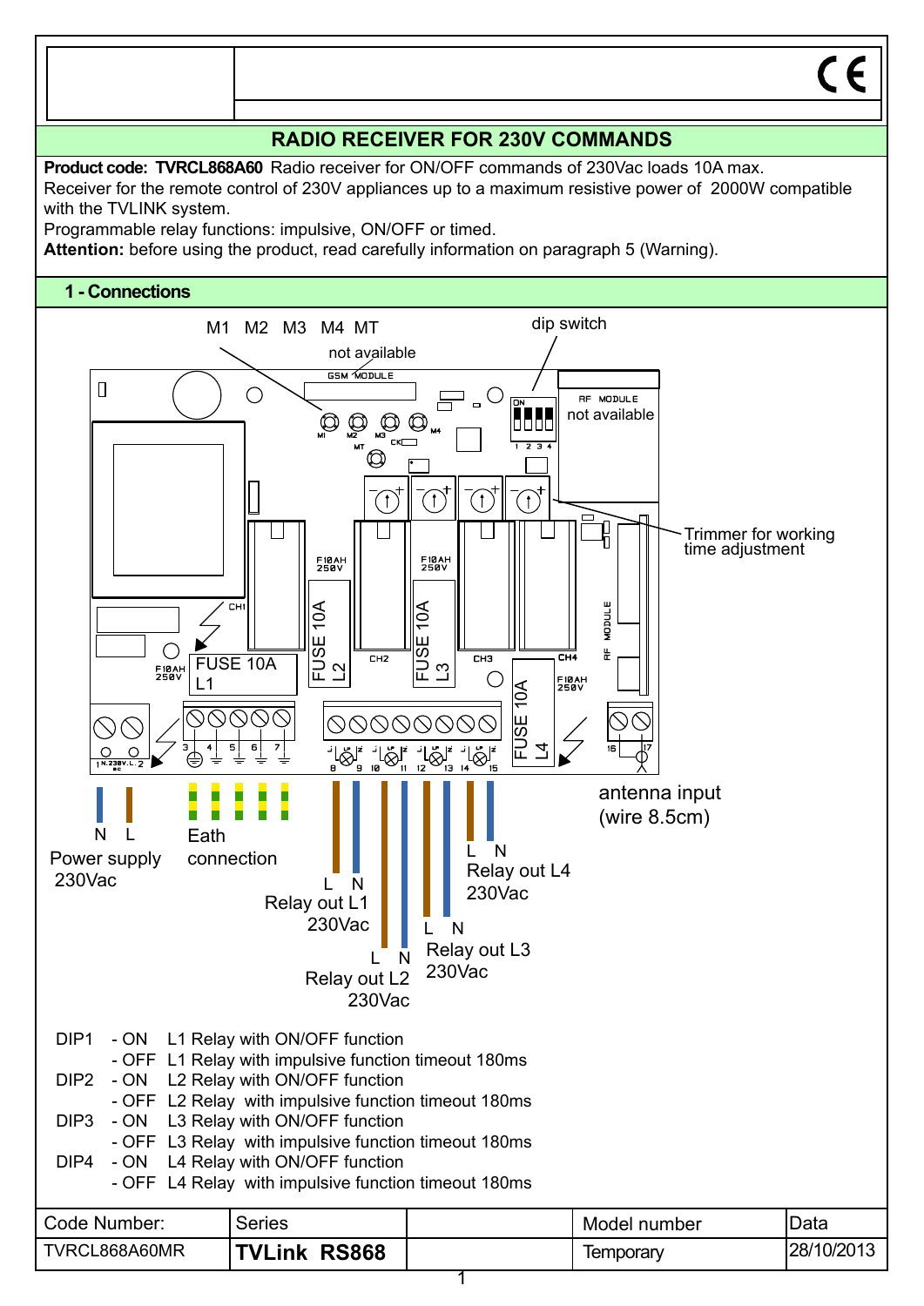## RADIO RECEIVER FOR 230V COMMANDS

**Product code: TVRCL868A60** Radio receiver for ON/OFF commands of 230Vac loads 10A max.
Receiver for the remote control of 230V appliances up to a maximum resistive power of 2000W compatible with the TVLINK system.
Programmable relay functions: impulsive, ON/OFF or timed.
**Attention:** before using the product, read carefully information on paragraph 5 (Warning).

### 1 - Connections

M1 M2 M3 M4 MT

not available

dip switch

RF MODULE not available

Trimmer for working time adjustment

FUSE 10A L1

FUSE 10A L2

FUSE 10A L3

FUSE 10A L4

N L
Power supply 230Vac

Eath connection

L N
Relay out L1 230Vac

L N
Relay out L2 230Vac

L N
Relay out L3 230Vac

L N
Relay out L4 230Vac

antenna input (wire 8.5cm)

DIP1 - ON L1 Relay with ON/OFF function
- OFF L1 Relay with impulsive function timeout 180ms

DIP2 - ON L2 Relay with ON/OFF function
- OFF L2 Relay with impulsive function timeout 180ms

DIP3 - ON L3 Relay with ON/OFF function
- OFF L3 Relay with impulsive function timeout 180ms

DIP4 - ON L4 Relay with ON/OFF function
- OFF L4 Relay with impulsive function timeout 180ms

| Code Number: | Series | | Model number | Data |
|---|---|---|---|---|
| TVRCL868A60MR | **TVLink RS868** | | Temporary | 28/10/2013 |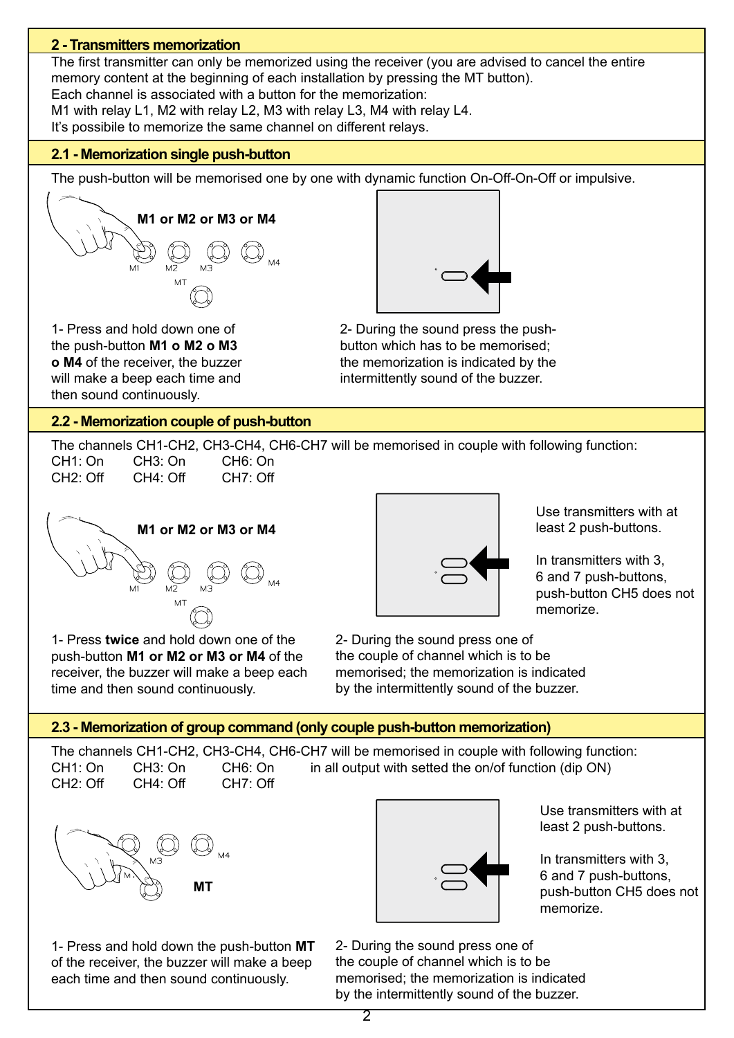## 2 - Transmitters memorization

The first transmitter can only be memorized using the receiver (you are advised to cancel the entire memory content at the beginning of each installation by pressing the MT button).
Each channel is associated with a button for the memorization:
M1 with relay L1, M2 with relay L2, M3 with relay L3, M4 with relay L4.
It's possibile to memorize the same channel on different relays.

## 2.1 - Memorization single push-button

The push-button will be memorised one by one with dynamic function On-Off-On-Off or impulsive.

**M1 or M2 or M3 or M4**

1- Press and hold down one of the push-button **M1 o M2 o M3 o M4** of the receiver, the buzzer will make a beep each time and then sound continuously.

2- During the sound press the push-button which has to be memorised; the memorization is indicated by the intermittently sound of the buzzer.

## 2.2 - Memorization couple of push-button

The channels CH1-CH2, CH3-CH4, CH6-CH7 will be memorised in couple with following function:

| CH1: On | CH3: On | CH6: On |
|---|---|---|
| CH2: Off | CH4: Off | CH7: Off |

**M1 or M2 or M3 or M4**

Use transmitters with at least 2 push-buttons.

In transmitters with 3, 6 and 7 push-buttons, push-button CH5 does not memorize.

1- Press **twice** and hold down one of the push-button **M1 or M2 or M3 or M4** of the receiver, the buzzer will make a beep each time and then sound continuously.

2- During the sound press one of the couple of channel which is to be memorised; the memorization is indicated by the intermittently sound of the buzzer.

## 2.3 - Memorization of group command (only couple push-button memorization)

The channels CH1-CH2, CH3-CH4, CH6-CH7 will be memorised in couple with following function:

| CH1: On | CH3: On | CH6: On |
|---|---|---|
| CH2: Off | CH4: Off | CH7: Off |

in all output with setted the on/of function (dip ON)

**MT**

Use transmitters with at least 2 push-buttons.

In transmitters with 3, 6 and 7 push-buttons, push-button CH5 does not memorize.

1- Press and hold down the push-button **MT** of the receiver, the buzzer will make a beep each time and then sound continuously.

2- During the sound press one of the couple of channel which is to be memorised; the memorization is indicated by the intermittently sound of the buzzer.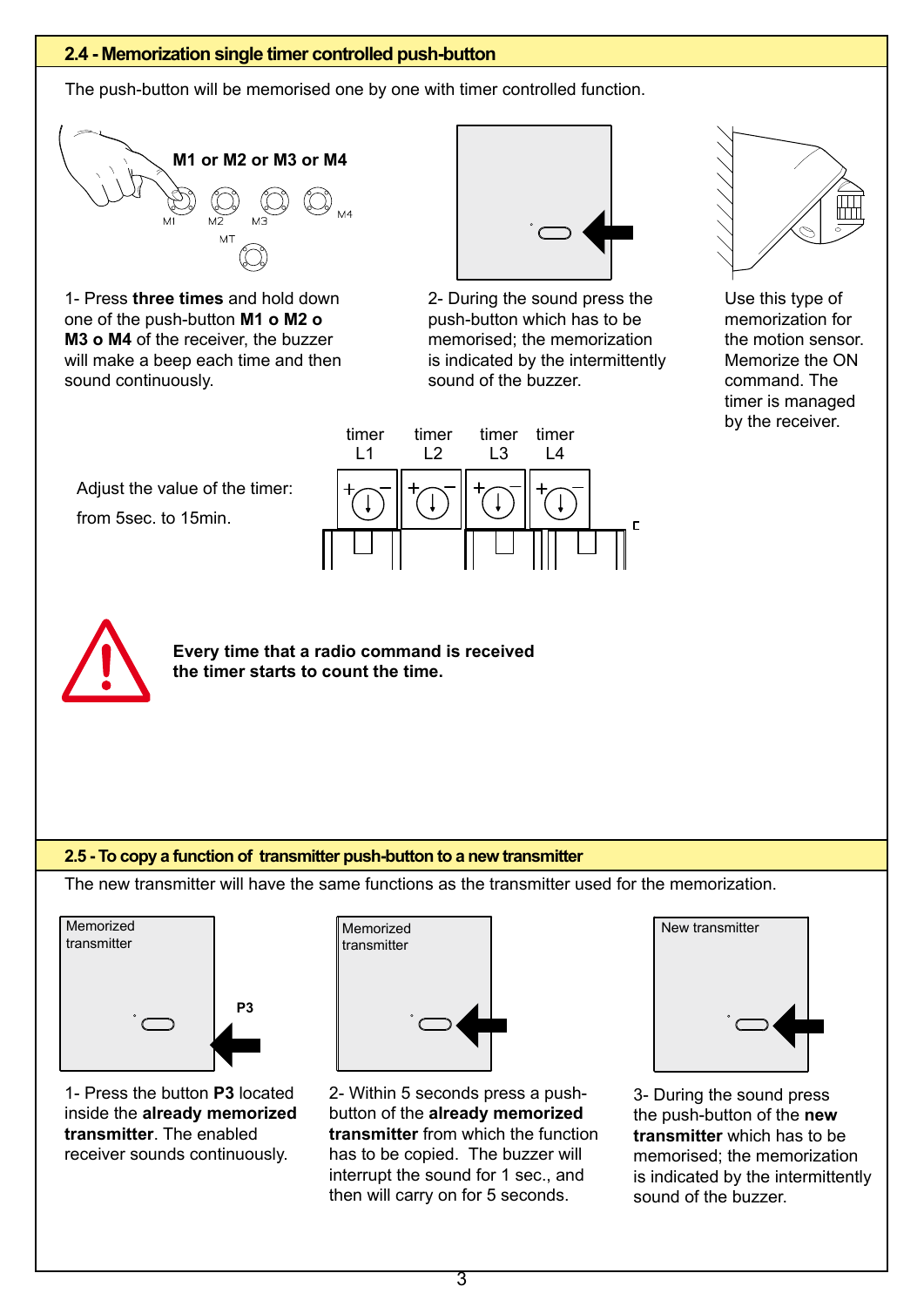## 2.4 - Memorization single timer controlled push-button

The push-button will be memorised one by one with timer controlled function.

**M1 or M2 or M3 or M4**

M1 M2 M3 M4 MT

1- Press **three times** and hold down one of the push-button **M1 o M2 o M3 o M4** of the receiver, the buzzer will make a beep each time and then sound continuously.

2- During the sound press the push-button which has to be memorised; the memorization is indicated by the intermittently sound of the buzzer.

Use this type of memorization for the motion sensor. Memorize the ON command. The timer is managed by the receiver.

Adjust the value of the timer:

from 5sec. to 15min.

timer L1 timer L2 timer L3 timer L4

**Every time that a radio command is received the timer starts to count the time.**

## 2.5 - To copy a function of transmitter push-button to a new transmitter

The new transmitter will have the same functions as the transmitter used for the memorization.

Memorized transmitter — P3

Memorized transmitter

New transmitter

1- Press the button **P3** located inside the **already memorized transmitter**. The enabled receiver sounds continuously.

2- Within 5 seconds press a push-button of the **already memorized transmitter** from which the function has to be copied. The buzzer will interrupt the sound for 1 sec., and then will carry on for 5 seconds.

3- During the sound press the push-button of the **new transmitter** which has to be memorised; the memorization is indicated by the intermittently sound of the buzzer.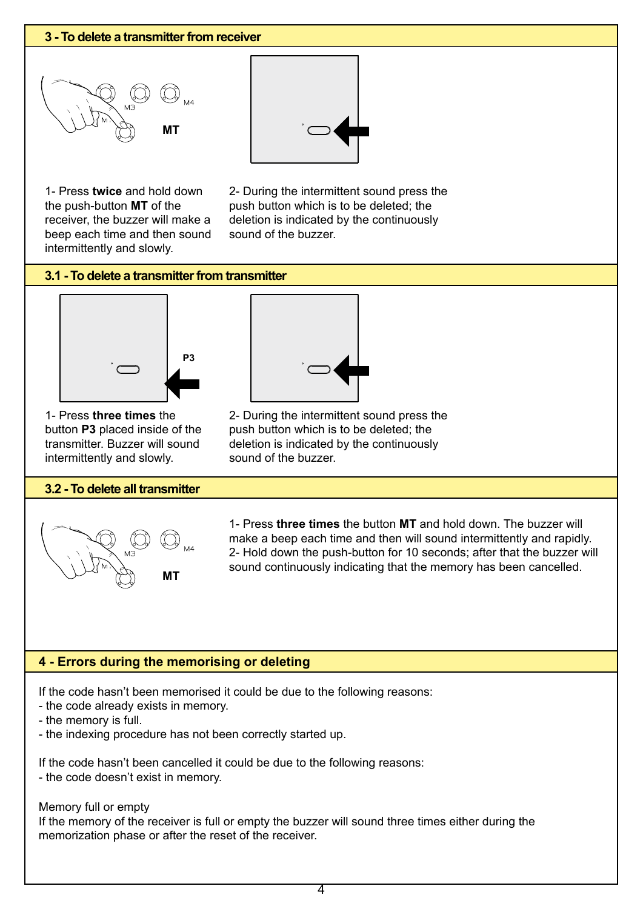## 3 - To delete a transmitter from receiver

MT

1- Press **twice** and hold down the push-button **MT** of the receiver, the buzzer will make a beep each time and then sound intermittently and slowly.

2- During the intermittent sound press the push button which is to be deleted; the deletion is indicated by the continuously sound of the buzzer.

## 3.1 - To delete a transmitter from transmitter

P3

1- Press **three times** the button **P3** placed inside of the transmitter. Buzzer will sound intermittently and slowly.

2- During the intermittent sound press the push button which is to be deleted; the deletion is indicated by the continuously sound of the buzzer.

## 3.2 - To delete all transmitter

MT

1- Press **three times** the button **MT** and hold down. The buzzer will make a beep each time and then will sound intermittently and rapidly.
2- Hold down the push-button for 10 seconds; after that the buzzer will sound continuously indicating that the memory has been cancelled.

## 4 - Errors during the memorising or deleting

If the code hasn't been memorised it could be due to the following reasons:
- the code already exists in memory.
- the memory is full.
- the indexing procedure has not been correctly started up.

If the code hasn't been cancelled it could be due to the following reasons:
- the code doesn't exist in memory.

Memory full or empty
If the memory of the receiver is full or empty the buzzer will sound three times either during the memorization phase or after the reset of the receiver.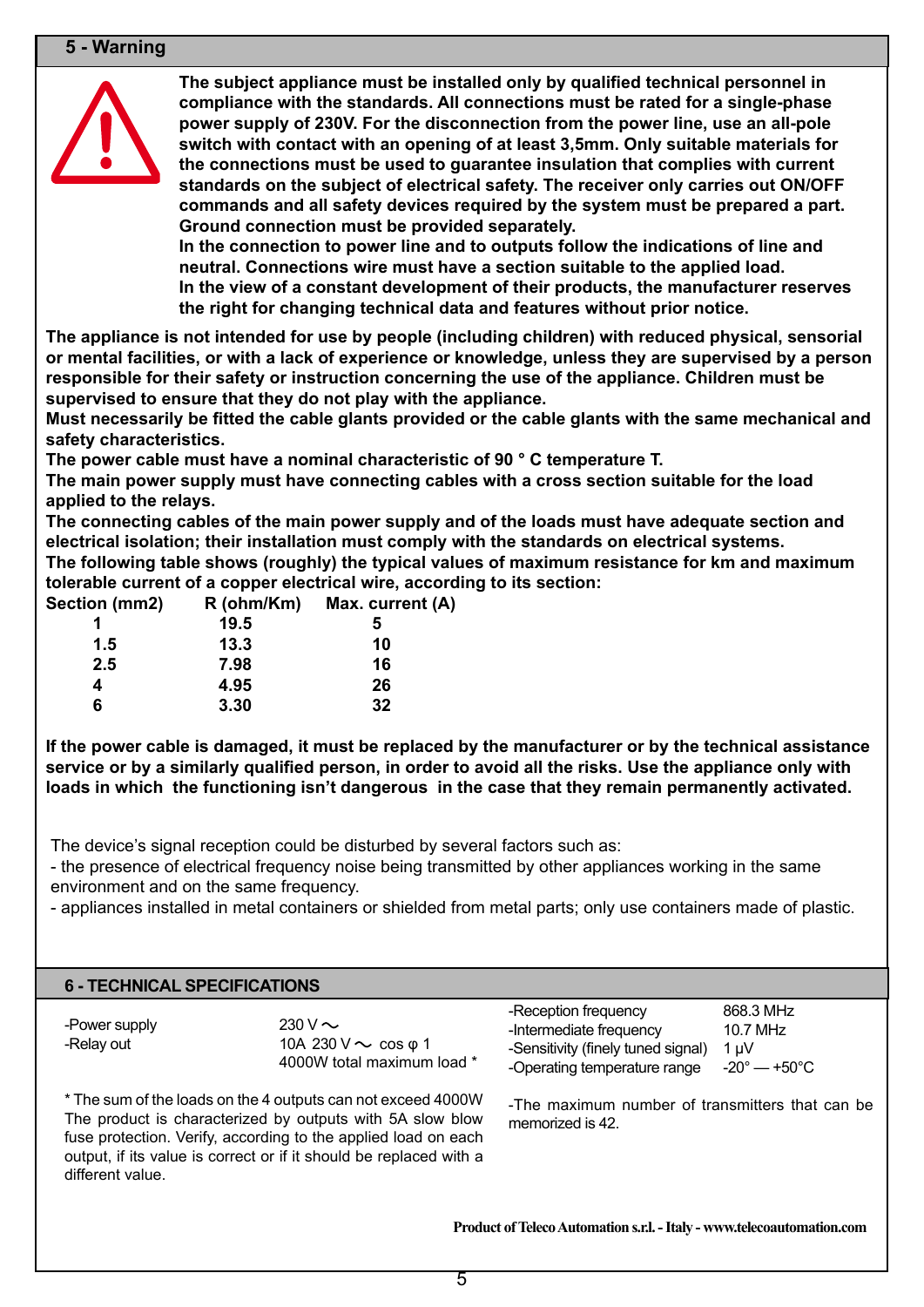## 5 - Warning

**The subject appliance must be installed only by qualified technical personnel in compliance with the standards. All connections must be rated for a single-phase power supply of 230V. For the disconnection from the power line, use an all-pole switch with contact with an opening of at least 3,5mm. Only suitable materials for the connections must be used to guarantee insulation that complies with current standards on the subject of electrical safety. The receiver only carries out ON/OFF commands and all safety devices required by the system must be prepared a part. Ground connection must be provided separately.**
**In the connection to power line and to outputs follow the indications of line and neutral. Connections wire must have a section suitable to the applied load.**
**In the view of a constant development of their products, the manufacturer reserves the right for changing technical data and features without prior notice.**

**The appliance is not intended for use by people (including children) with reduced physical, sensorial or mental facilities, or with a lack of experience or knowledge, unless they are supervised by a person responsible for their safety or instruction concerning the use of the appliance. Children must be supervised to ensure that they do not play with the appliance.**
**Must necessarily be fitted the cable glants provided or the cable glants with the same mechanical and safety characteristics.**
**The power cable must have a nominal characteristic of 90 ° C temperature T.**
**The main power supply must have connecting cables with a cross section suitable for the load applied to the relays.**
**The connecting cables of the main power supply and of the loads must have adequate section and electrical isolation; their installation must comply with the standards on electrical systems.**
**The following table shows (roughly) the typical values of maximum resistance for km and maximum tolerable current of a copper electrical wire, according to its section:**

| Section (mm2) | R (ohm/Km) | Max. current (A) |
|---|---|---|
| 1 | 19.5 | 5 |
| 1.5 | 13.3 | 10 |
| 2.5 | 7.98 | 16 |
| 4 | 4.95 | 26 |
| 6 | 3.30 | 32 |

**If the power cable is damaged, it must be replaced by the manufacturer or by the technical assistance service or by a similarly qualified person, in order to avoid all the risks. Use the appliance only with loads in which the functioning isn't dangerous in the case that they remain permanently activated.**

The device's signal reception could be disturbed by several factors such as:
- the presence of electrical frequency noise being transmitted by other appliances working in the same environment and on the same frequency.
- appliances installed in metal containers or shielded from metal parts; only use containers made of plastic.

## 6 - TECHNICAL SPECIFICATIONS

| | |
|---|---|
| -Power supply | 230 V ~ |
| -Relay out | 10A 230 V ~ cos φ 1<br>4000W total maximum load * |

\* The sum of the loads on the 4 outputs can not exceed 4000W
The product is characterized by outputs with 5A slow blow fuse protection. Verify, according to the applied load on each output, if its value is correct or if it should be replaced with a different value.

| | |
|---|---|
| -Reception frequency | 868.3 MHz |
| -Intermediate frequency | 10.7 MHz |
| -Sensitivity (finely tuned signal) | 1 μV |
| -Operating temperature range | -20° — +50°C |

-The maximum number of transmitters that can be memorized is 42.

**Product of Teleco Automation s.r.l. - Italy - www.telecoautomation.com**